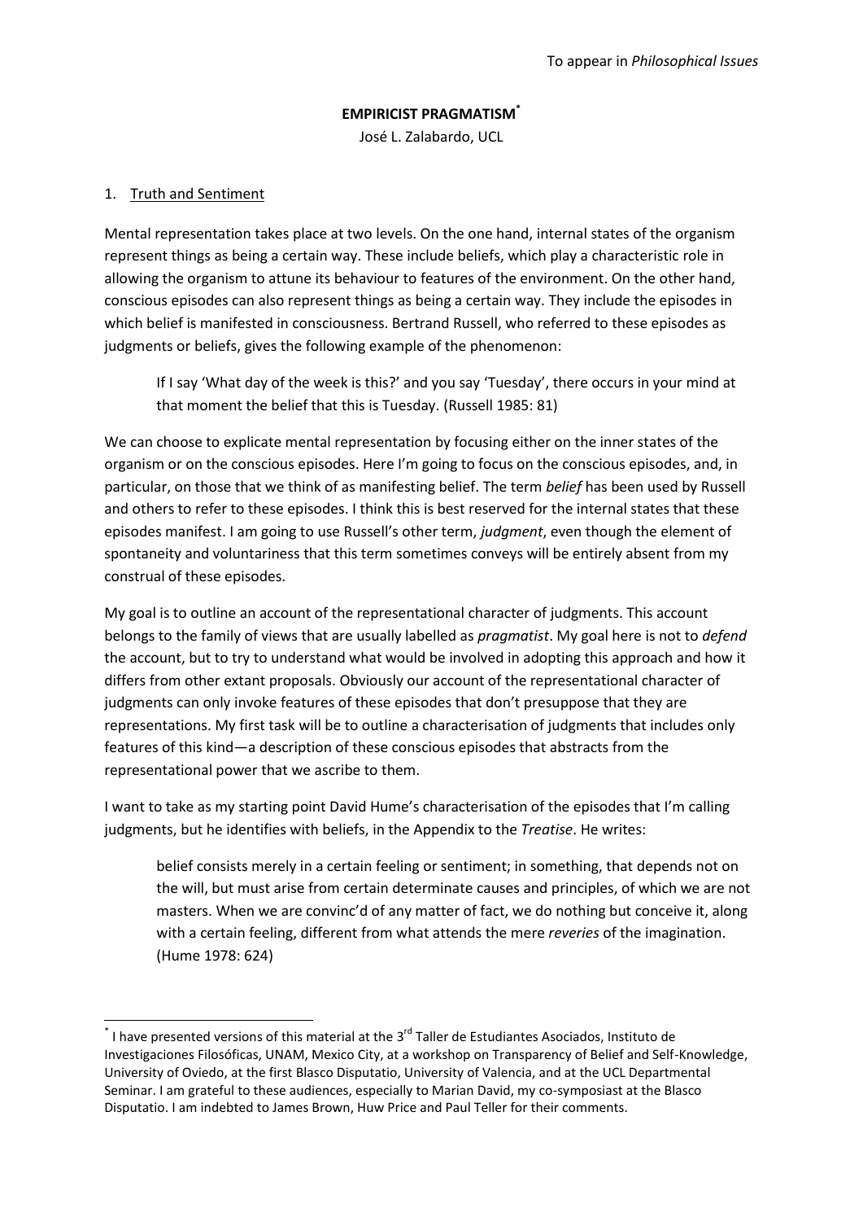To appear in *Philosophical Issues*

# EMPIRICIST PRAGMATISM*

José L. Zalabardo, UCL

## 1. Truth and Sentiment

Mental representation takes place at two levels. On the one hand, internal states of the organism represent things as being a certain way. These include beliefs, which play a characteristic role in allowing the organism to attune its behaviour to features of the environment. On the other hand, conscious episodes can also represent things as being a certain way. They include the episodes in which belief is manifested in consciousness. Bertrand Russell, who referred to these episodes as judgments or beliefs, gives the following example of the phenomenon:

> If I say 'What day of the week is this?' and you say 'Tuesday', there occurs in your mind at that moment the belief that this is Tuesday. (Russell 1985: 81)

We can choose to explicate mental representation by focusing either on the inner states of the organism or on the conscious episodes. Here I'm going to focus on the conscious episodes, and, in particular, on those that we think of as manifesting belief. The term *belief* has been used by Russell and others to refer to these episodes. I think this is best reserved for the internal states that these episodes manifest. I am going to use Russell's other term, *judgment*, even though the element of spontaneity and voluntariness that this term sometimes conveys will be entirely absent from my construal of these episodes.

My goal is to outline an account of the representational character of judgments. This account belongs to the family of views that are usually labelled as *pragmatist*. My goal here is not to *defend* the account, but to try to understand what would be involved in adopting this approach and how it differs from other extant proposals. Obviously our account of the representational character of judgments can only invoke features of these episodes that don't presuppose that they are representations. My first task will be to outline a characterisation of judgments that includes only features of this kind—a description of these conscious episodes that abstracts from the representational power that we ascribe to them.

I want to take as my starting point David Hume's characterisation of the episodes that I'm calling judgments, but he identifies with beliefs, in the Appendix to the *Treatise*. He writes:

> belief consists merely in a certain feeling or sentiment; in something, that depends not on the will, but must arise from certain determinate causes and principles, of which we are not masters. When we are convinc'd of any matter of fact, we do nothing but conceive it, along with a certain feeling, different from what attends the mere *reveries* of the imagination. (Hume 1978: 624)

---

\* I have presented versions of this material at the 3rd Taller de Estudiantes Asociados, Instituto de Investigaciones Filosóficas, UNAM, Mexico City, at a workshop on Transparency of Belief and Self-Knowledge, University of Oviedo, at the first Blasco Disputatio, University of Valencia, and at the UCL Departmental Seminar. I am grateful to these audiences, especially to Marian David, my co-symposiast at the Blasco Disputatio. I am indebted to James Brown, Huw Price and Paul Teller for their comments.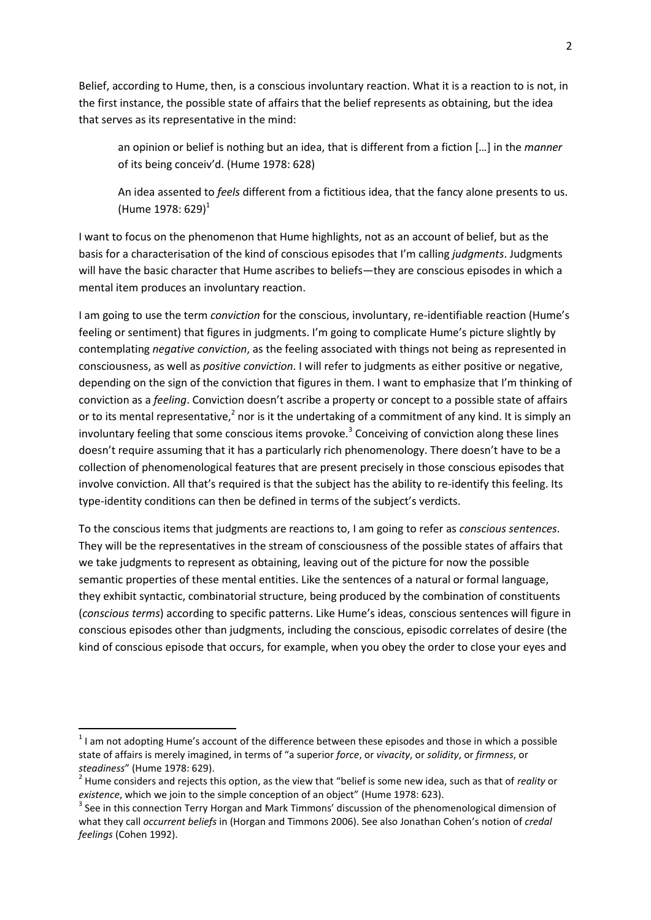Belief, according to Hume, then, is a conscious involuntary reaction. What it is a reaction to is not, in the first instance, the possible state of affairs that the belief represents as obtaining, but the idea that serves as its representative in the mind:

> an opinion or belief is nothing but an idea, that is different from a fiction […] in the *manner* of its being conceiv'd. (Hume 1978: 628)
>
> An idea assented to *feels* different from a fictitious idea, that the fancy alone presents to us. (Hume 1978: 629)[1]

I want to focus on the phenomenon that Hume highlights, not as an account of belief, but as the basis for a characterisation of the kind of conscious episodes that I'm calling *judgments*. Judgments will have the basic character that Hume ascribes to beliefs—they are conscious episodes in which a mental item produces an involuntary reaction.

I am going to use the term *conviction* for the conscious, involuntary, re-identifiable reaction (Hume's feeling or sentiment) that figures in judgments. I'm going to complicate Hume's picture slightly by contemplating *negative conviction*, as the feeling associated with things not being as represented in consciousness, as well as *positive conviction*. I will refer to judgments as either positive or negative, depending on the sign of the conviction that figures in them. I want to emphasize that I'm thinking of conviction as a *feeling*. Conviction doesn't ascribe a property or concept to a possible state of affairs or to its mental representative,[2] nor is it the undertaking of a commitment of any kind. It is simply an involuntary feeling that some conscious items provoke.[3] Conceiving of conviction along these lines doesn't require assuming that it has a particularly rich phenomenology. There doesn't have to be a collection of phenomenological features that are present precisely in those conscious episodes that involve conviction. All that's required is that the subject has the ability to re-identify this feeling. Its type-identity conditions can then be defined in terms of the subject's verdicts.

To the conscious items that judgments are reactions to, I am going to refer as *conscious sentences*. They will be the representatives in the stream of consciousness of the possible states of affairs that we take judgments to represent as obtaining, leaving out of the picture for now the possible semantic properties of these mental entities. Like the sentences of a natural or formal language, they exhibit syntactic, combinatorial structure, being produced by the combination of constituents (*conscious terms*) according to specific patterns. Like Hume's ideas, conscious sentences will figure in conscious episodes other than judgments, including the conscious, episodic correlates of desire (the kind of conscious episode that occurs, for example, when you obey the order to close your eyes and

---

[1] I am not adopting Hume's account of the difference between these episodes and those in which a possible state of affairs is merely imagined, in terms of "a superior *force*, or *vivacity*, or *solidity*, or *firmness*, or *steadiness*" (Hume 1978: 629).

[2] Hume considers and rejects this option, as the view that "belief is some new idea, such as that of *reality* or *existence*, which we join to the simple conception of an object" (Hume 1978: 623).

[3] See in this connection Terry Horgan and Mark Timmons' discussion of the phenomenological dimension of what they call *occurrent beliefs* in (Horgan and Timmons 2006). See also Jonathan Cohen's notion of *credal feelings* (Cohen 1992).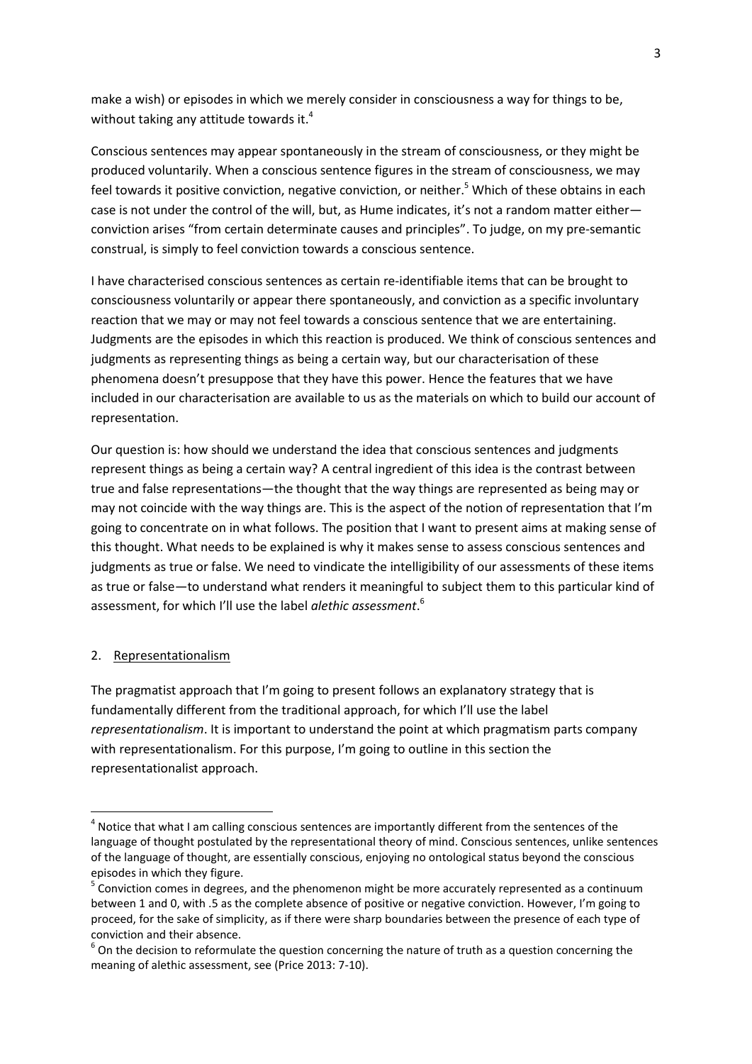make a wish) or episodes in which we merely consider in consciousness a way for things to be, without taking any attitude towards it.[4]

Conscious sentences may appear spontaneously in the stream of consciousness, or they might be produced voluntarily. When a conscious sentence figures in the stream of consciousness, we may feel towards it positive conviction, negative conviction, or neither.[5] Which of these obtains in each case is not under the control of the will, but, as Hume indicates, it's not a random matter either—conviction arises "from certain determinate causes and principles". To judge, on my pre-semantic construal, is simply to feel conviction towards a conscious sentence.

I have characterised conscious sentences as certain re-identifiable items that can be brought to consciousness voluntarily or appear there spontaneously, and conviction as a specific involuntary reaction that we may or may not feel towards a conscious sentence that we are entertaining. Judgments are the episodes in which this reaction is produced. We think of conscious sentences and judgments as representing things as being a certain way, but our characterisation of these phenomena doesn't presuppose that they have this power. Hence the features that we have included in our characterisation are available to us as the materials on which to build our account of representation.

Our question is: how should we understand the idea that conscious sentences and judgments represent things as being a certain way? A central ingredient of this idea is the contrast between true and false representations—the thought that the way things are represented as being may or may not coincide with the way things are. This is the aspect of the notion of representation that I'm going to concentrate on in what follows. The position that I want to present aims at making sense of this thought. What needs to be explained is why it makes sense to assess conscious sentences and judgments as true or false. We need to vindicate the intelligibility of our assessments of these items as true or false—to understand what renders it meaningful to subject them to this particular kind of assessment, for which I'll use the label *alethic assessment*.[6]

## 2. Representationalism

The pragmatist approach that I'm going to present follows an explanatory strategy that is fundamentally different from the traditional approach, for which I'll use the label *representationalism*. It is important to understand the point at which pragmatism parts company with representationalism. For this purpose, I'm going to outline in this section the representationalist approach.

---

[4] Notice that what I am calling conscious sentences are importantly different from the sentences of the language of thought postulated by the representational theory of mind. Conscious sentences, unlike sentences of the language of thought, are essentially conscious, enjoying no ontological status beyond the conscious episodes in which they figure.

[5] Conviction comes in degrees, and the phenomenon might be more accurately represented as a continuum between 1 and 0, with .5 as the complete absence of positive or negative conviction. However, I'm going to proceed, for the sake of simplicity, as if there were sharp boundaries between the presence of each type of conviction and their absence.

[6] On the decision to reformulate the question concerning the nature of truth as a question concerning the meaning of alethic assessment, see (Price 2013: 7-10).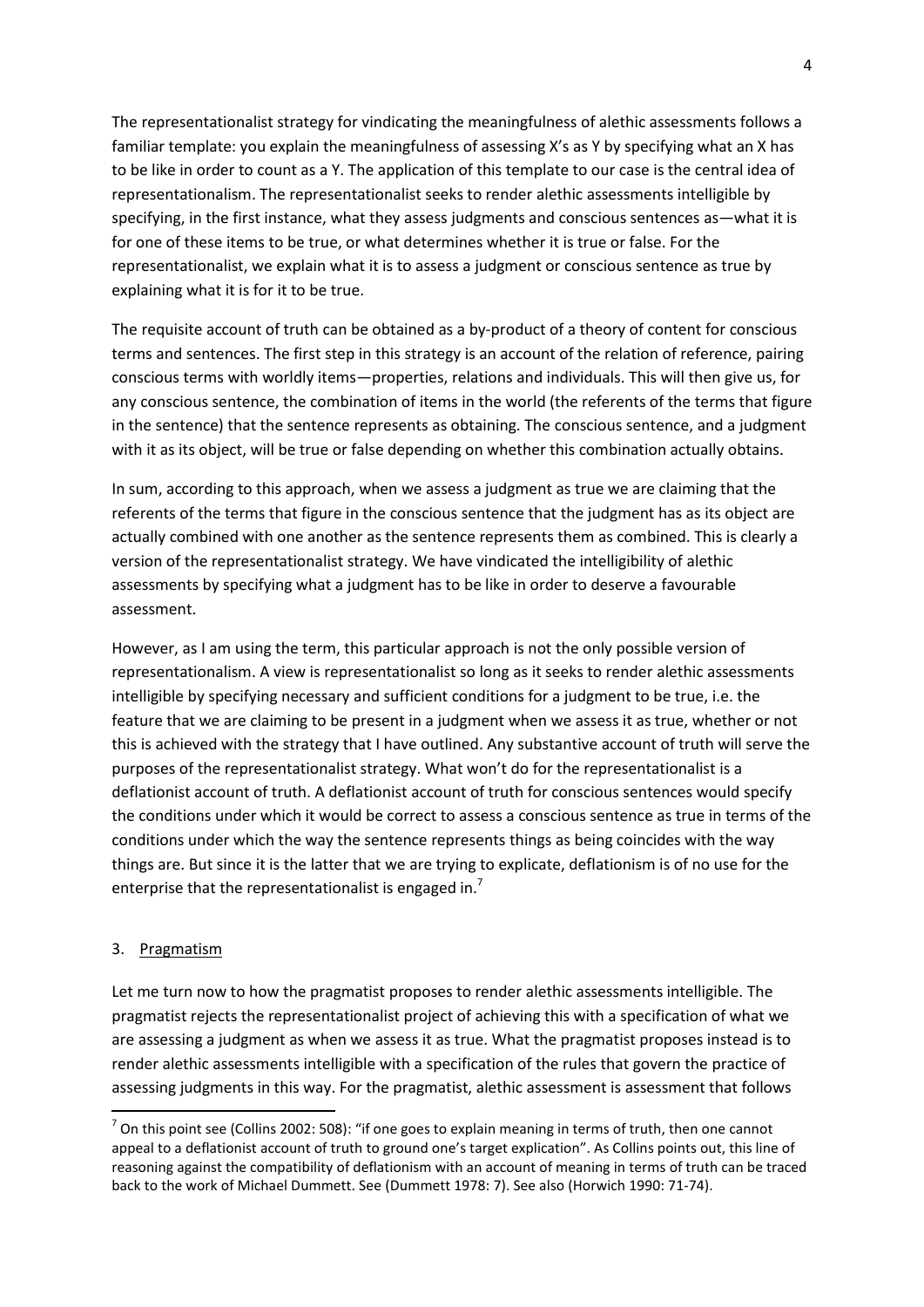The representationalist strategy for vindicating the meaningfulness of alethic assessments follows a familiar template: you explain the meaningfulness of assessing X's as Y by specifying what an X has to be like in order to count as a Y. The application of this template to our case is the central idea of representationalism. The representationalist seeks to render alethic assessments intelligible by specifying, in the first instance, what they assess judgments and conscious sentences as—what it is for one of these items to be true, or what determines whether it is true or false. For the representationalist, we explain what it is to assess a judgment or conscious sentence as true by explaining what it is for it to be true.

The requisite account of truth can be obtained as a by-product of a theory of content for conscious terms and sentences. The first step in this strategy is an account of the relation of reference, pairing conscious terms with worldly items—properties, relations and individuals. This will then give us, for any conscious sentence, the combination of items in the world (the referents of the terms that figure in the sentence) that the sentence represents as obtaining. The conscious sentence, and a judgment with it as its object, will be true or false depending on whether this combination actually obtains.

In sum, according to this approach, when we assess a judgment as true we are claiming that the referents of the terms that figure in the conscious sentence that the judgment has as its object are actually combined with one another as the sentence represents them as combined. This is clearly a version of the representationalist strategy. We have vindicated the intelligibility of alethic assessments by specifying what a judgment has to be like in order to deserve a favourable assessment.

However, as I am using the term, this particular approach is not the only possible version of representationalism. A view is representationalist so long as it seeks to render alethic assessments intelligible by specifying necessary and sufficient conditions for a judgment to be true, i.e. the feature that we are claiming to be present in a judgment when we assess it as true, whether or not this is achieved with the strategy that I have outlined. Any substantive account of truth will serve the purposes of the representationalist strategy. What won't do for the representationalist is a deflationist account of truth. A deflationist account of truth for conscious sentences would specify the conditions under which it would be correct to assess a conscious sentence as true in terms of the conditions under which the way the sentence represents things as being coincides with the way things are. But since it is the latter that we are trying to explicate, deflationism is of no use for the enterprise that the representationalist is engaged in.[7]

## 3. Pragmatism

Let me turn now to how the pragmatist proposes to render alethic assessments intelligible. The pragmatist rejects the representationalist project of achieving this with a specification of what we are assessing a judgment as when we assess it as true. What the pragmatist proposes instead is to render alethic assessments intelligible with a specification of the rules that govern the practice of assessing judgments in this way. For the pragmatist, alethic assessment is assessment that follows

---

[7] On this point see (Collins 2002: 508): "if one goes to explain meaning in terms of truth, then one cannot appeal to a deflationist account of truth to ground one's target explication". As Collins points out, this line of reasoning against the compatibility of deflationism with an account of meaning in terms of truth can be traced back to the work of Michael Dummett. See (Dummett 1978: 7). See also (Horwich 1990: 71-74).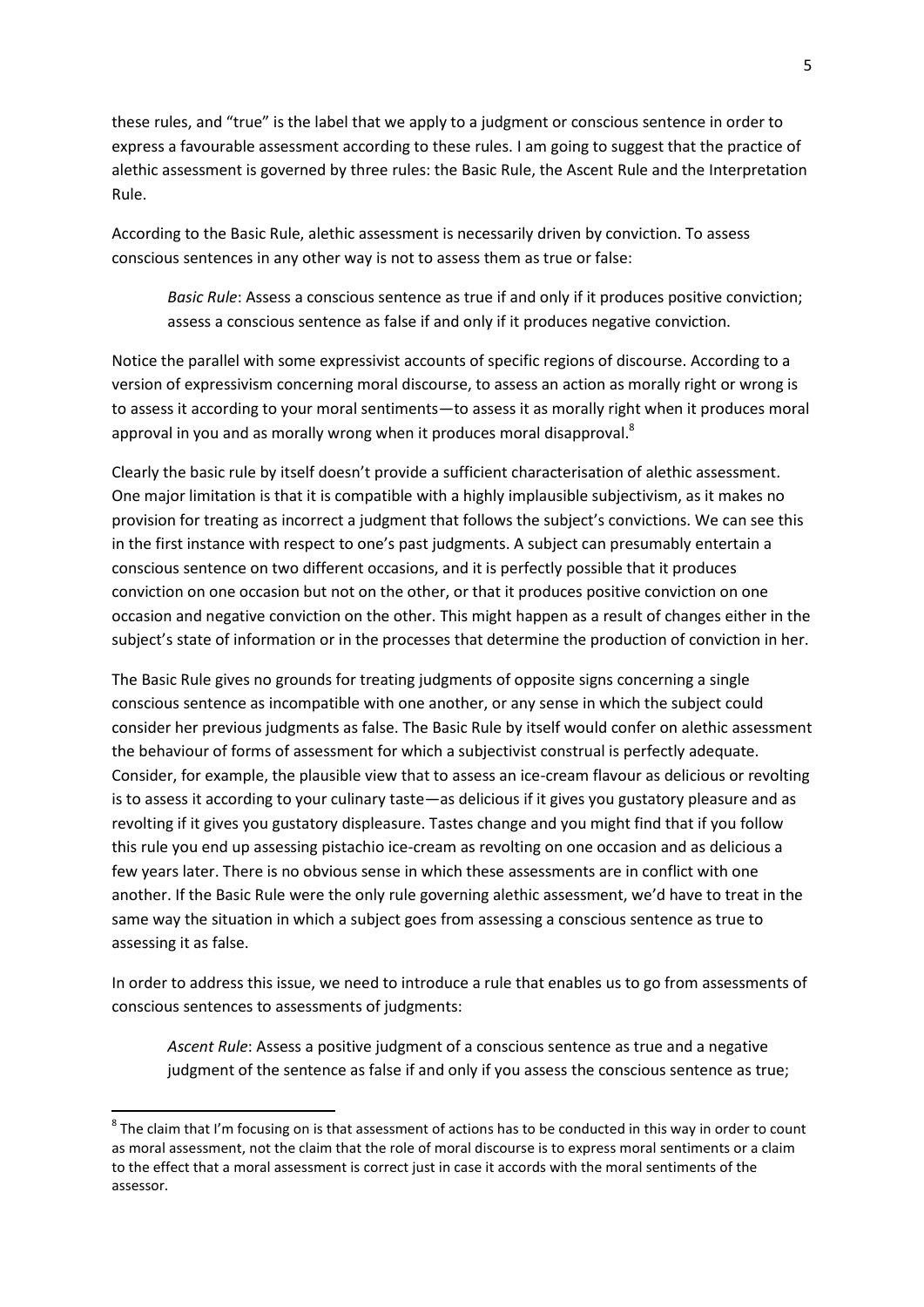these rules, and "true" is the label that we apply to a judgment or conscious sentence in order to express a favourable assessment according to these rules. I am going to suggest that the practice of alethic assessment is governed by three rules: the Basic Rule, the Ascent Rule and the Interpretation Rule.

According to the Basic Rule, alethic assessment is necessarily driven by conviction. To assess conscious sentences in any other way is not to assess them as true or false:

> *Basic Rule*: Assess a conscious sentence as true if and only if it produces positive conviction; assess a conscious sentence as false if and only if it produces negative conviction.

Notice the parallel with some expressivist accounts of specific regions of discourse. According to a version of expressivism concerning moral discourse, to assess an action as morally right or wrong is to assess it according to your moral sentiments—to assess it as morally right when it produces moral approval in you and as morally wrong when it produces moral disapproval.[8]

Clearly the basic rule by itself doesn't provide a sufficient characterisation of alethic assessment. One major limitation is that it is compatible with a highly implausible subjectivism, as it makes no provision for treating as incorrect a judgment that follows the subject's convictions. We can see this in the first instance with respect to one's past judgments. A subject can presumably entertain a conscious sentence on two different occasions, and it is perfectly possible that it produces conviction on one occasion but not on the other, or that it produces positive conviction on one occasion and negative conviction on the other. This might happen as a result of changes either in the subject's state of information or in the processes that determine the production of conviction in her.

The Basic Rule gives no grounds for treating judgments of opposite signs concerning a single conscious sentence as incompatible with one another, or any sense in which the subject could consider her previous judgments as false. The Basic Rule by itself would confer on alethic assessment the behaviour of forms of assessment for which a subjectivist construal is perfectly adequate. Consider, for example, the plausible view that to assess an ice-cream flavour as delicious or revolting is to assess it according to your culinary taste—as delicious if it gives you gustatory pleasure and as revolting if it gives you gustatory displeasure. Tastes change and you might find that if you follow this rule you end up assessing pistachio ice-cream as revolting on one occasion and as delicious a few years later. There is no obvious sense in which these assessments are in conflict with one another. If the Basic Rule were the only rule governing alethic assessment, we'd have to treat in the same way the situation in which a subject goes from assessing a conscious sentence as true to assessing it as false.

In order to address this issue, we need to introduce a rule that enables us to go from assessments of conscious sentences to assessments of judgments:

> *Ascent Rule*: Assess a positive judgment of a conscious sentence as true and a negative judgment of the sentence as false if and only if you assess the conscious sentence as true;

[8] The claim that I'm focusing on is that assessment of actions has to be conducted in this way in order to count as moral assessment, not the claim that the role of moral discourse is to express moral sentiments or a claim to the effect that a moral assessment is correct just in case it accords with the moral sentiments of the assessor.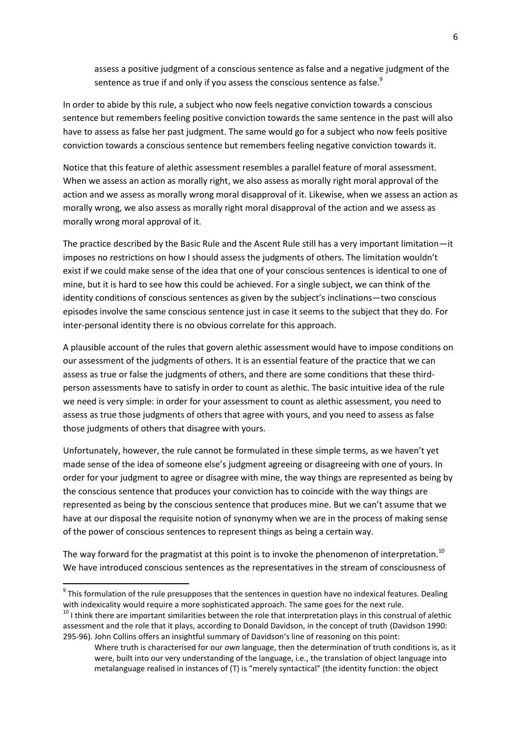assess a positive judgment of a conscious sentence as false and a negative judgment of the sentence as true if and only if you assess the conscious sentence as false.[9]

In order to abide by this rule, a subject who now feels negative conviction towards a conscious sentence but remembers feeling positive conviction towards the same sentence in the past will also have to assess as false her past judgment. The same would go for a subject who now feels positive conviction towards a conscious sentence but remembers feeling negative conviction towards it.

Notice that this feature of alethic assessment resembles a parallel feature of moral assessment. When we assess an action as morally right, we also assess as morally right moral approval of the action and we assess as morally wrong moral disapproval of it. Likewise, when we assess an action as morally wrong, we also assess as morally right moral disapproval of the action and we assess as morally wrong moral approval of it.

The practice described by the Basic Rule and the Ascent Rule still has a very important limitation—it imposes no restrictions on how I should assess the judgments of others. The limitation wouldn't exist if we could make sense of the idea that one of your conscious sentences is identical to one of mine, but it is hard to see how this could be achieved. For a single subject, we can think of the identity conditions of conscious sentences as given by the subject's inclinations—two conscious episodes involve the same conscious sentence just in case it seems to the subject that they do. For inter-personal identity there is no obvious correlate for this approach.

A plausible account of the rules that govern alethic assessment would have to impose conditions on our assessment of the judgments of others. It is an essential feature of the practice that we can assess as true or false the judgments of others, and there are some conditions that these third-person assessments have to satisfy in order to count as alethic. The basic intuitive idea of the rule we need is very simple: in order for your assessment to count as alethic assessment, you need to assess as true those judgments of others that agree with yours, and you need to assess as false those judgments of others that disagree with yours.

Unfortunately, however, the rule cannot be formulated in these simple terms, as we haven't yet made sense of the idea of someone else's judgment agreeing or disagreeing with one of yours. In order for your judgment to agree or disagree with mine, the way things are represented as being by the conscious sentence that produces your conviction has to coincide with the way things are represented as being by the conscious sentence that produces mine. But we can't assume that we have at our disposal the requisite notion of synonymy when we are in the process of making sense of the power of conscious sentences to represent things as being a certain way.

The way forward for the pragmatist at this point is to invoke the phenomenon of interpretation.[10] We have introduced conscious sentences as the representatives in the stream of consciousness of

---

[9] This formulation of the rule presupposes that the sentences in question have no indexical features. Dealing with indexicality would require a more sophisticated approach. The same goes for the next rule.

[10] I think there are important similarities between the role that interpretation plays in this construal of alethic assessment and the role that it plays, according to Donald Davidson, in the concept of truth (Davidson 1990: 295-96). John Collins offers an insightful summary of Davidson's line of reasoning on this point:

> Where truth is characterised for our *own* language, then the determination of truth conditions is, as it were, built into our very understanding of the language, i.e., the translation of object language into metalanguage realised in instances of (T) is "merely syntactical" (the identity function: the object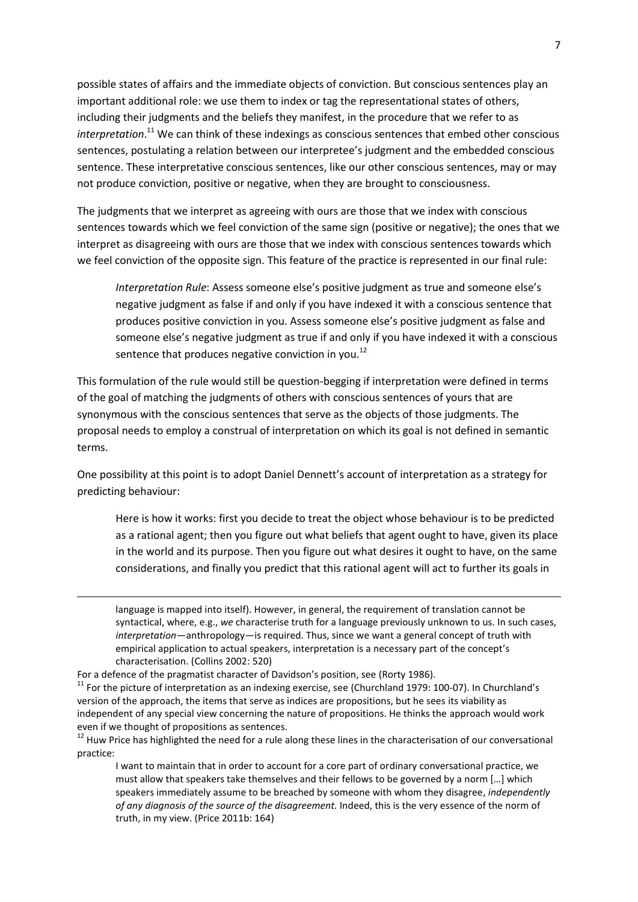possible states of affairs and the immediate objects of conviction. But conscious sentences play an important additional role: we use them to index or tag the representational states of others, including their judgments and the beliefs they manifest, in the procedure that we refer to as *interpretation*.[11] We can think of these indexings as conscious sentences that embed other conscious sentences, postulating a relation between our interpretee's judgment and the embedded conscious sentence. These interpretative conscious sentences, like our other conscious sentences, may or may not produce conviction, positive or negative, when they are brought to consciousness.

The judgments that we interpret as agreeing with ours are those that we index with conscious sentences towards which we feel conviction of the same sign (positive or negative); the ones that we interpret as disagreeing with ours are those that we index with conscious sentences towards which we feel conviction of the opposite sign. This feature of the practice is represented in our final rule:

> *Interpretation Rule*: Assess someone else's positive judgment as true and someone else's negative judgment as false if and only if you have indexed it with a conscious sentence that produces positive conviction in you. Assess someone else's positive judgment as false and someone else's negative judgment as true if and only if you have indexed it with a conscious sentence that produces negative conviction in you.[12]

This formulation of the rule would still be question-begging if interpretation were defined in terms of the goal of matching the judgments of others with conscious sentences of yours that are synonymous with the conscious sentences that serve as the objects of those judgments. The proposal needs to employ a construal of interpretation on which its goal is not defined in semantic terms.

One possibility at this point is to adopt Daniel Dennett's account of interpretation as a strategy for predicting behaviour:

> Here is how it works: first you decide to treat the object whose behaviour is to be predicted as a rational agent; then you figure out what beliefs that agent ought to have, given its place in the world and its purpose. Then you figure out what desires it ought to have, on the same considerations, and finally you predict that this rational agent will act to further its goals in

---

> language is mapped into itself). However, in general, the requirement of translation cannot be syntactical, where, e.g., *we* characterise truth for a language previously unknown to us. In such cases, *interpretation*—anthropology—is required. Thus, since we want a general concept of truth with empirical application to actual speakers, interpretation is a necessary part of the concept's characterisation. (Collins 2002: 520)

For a defence of the pragmatist character of Davidson's position, see (Rorty 1986).

[11] For the picture of interpretation as an indexing exercise, see (Churchland 1979: 100-07). In Churchland's version of the approach, the items that serve as indices are propositions, but he sees its viability as independent of any special view concerning the nature of propositions. He thinks the approach would work even if we thought of propositions as sentences.

[12] Huw Price has highlighted the need for a rule along these lines in the characterisation of our conversational practice:

> I want to maintain that in order to account for a core part of ordinary conversational practice, we must allow that speakers take themselves and their fellows to be governed by a norm […] which speakers immediately assume to be breached by someone with whom they disagree, *independently of any diagnosis of the source of the disagreement.* Indeed, this is the very essence of the norm of truth, in my view. (Price 2011b: 164)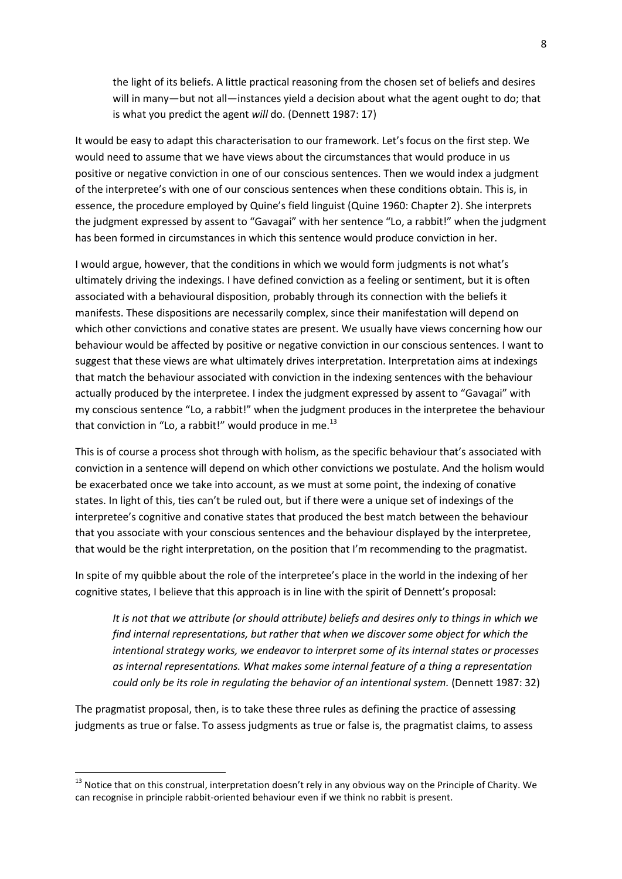> the light of its beliefs. A little practical reasoning from the chosen set of beliefs and desires will in many—but not all—instances yield a decision about what the agent ought to do; that is what you predict the agent *will* do. (Dennett 1987: 17)

It would be easy to adapt this characterisation to our framework. Let's focus on the first step. We would need to assume that we have views about the circumstances that would produce in us positive or negative conviction in one of our conscious sentences. Then we would index a judgment of the interpretee's with one of our conscious sentences when these conditions obtain. This is, in essence, the procedure employed by Quine's field linguist (Quine 1960: Chapter 2). She interprets the judgment expressed by assent to "Gavagai" with her sentence "Lo, a rabbit!" when the judgment has been formed in circumstances in which this sentence would produce conviction in her.

I would argue, however, that the conditions in which we would form judgments is not what's ultimately driving the indexings. I have defined conviction as a feeling or sentiment, but it is often associated with a behavioural disposition, probably through its connection with the beliefs it manifests. These dispositions are necessarily complex, since their manifestation will depend on which other convictions and conative states are present. We usually have views concerning how our behaviour would be affected by positive or negative conviction in our conscious sentences. I want to suggest that these views are what ultimately drives interpretation. Interpretation aims at indexings that match the behaviour associated with conviction in the indexing sentences with the behaviour actually produced by the interpretee. I index the judgment expressed by assent to "Gavagai" with my conscious sentence "Lo, a rabbit!" when the judgment produces in the interpretee the behaviour that conviction in "Lo, a rabbit!" would produce in me.[13]

This is of course a process shot through with holism, as the specific behaviour that's associated with conviction in a sentence will depend on which other convictions we postulate. And the holism would be exacerbated once we take into account, as we must at some point, the indexing of conative states. In light of this, ties can't be ruled out, but if there were a unique set of indexings of the interpretee's cognitive and conative states that produced the best match between the behaviour that you associate with your conscious sentences and the behaviour displayed by the interpretee, that would be the right interpretation, on the position that I'm recommending to the pragmatist.

In spite of my quibble about the role of the interpretee's place in the world in the indexing of her cognitive states, I believe that this approach is in line with the spirit of Dennett's proposal:

> *It is not that we attribute (or should attribute) beliefs and desires only to things in which we find internal representations, but rather that when we discover some object for which the intentional strategy works, we endeavor to interpret some of its internal states or processes as internal representations. What makes some internal feature of a thing a representation could only be its role in regulating the behavior of an intentional system.* (Dennett 1987: 32)

The pragmatist proposal, then, is to take these three rules as defining the practice of assessing judgments as true or false. To assess judgments as true or false is, the pragmatist claims, to assess

[13] Notice that on this construal, interpretation doesn't rely in any obvious way on the Principle of Charity. We can recognise in principle rabbit-oriented behaviour even if we think no rabbit is present.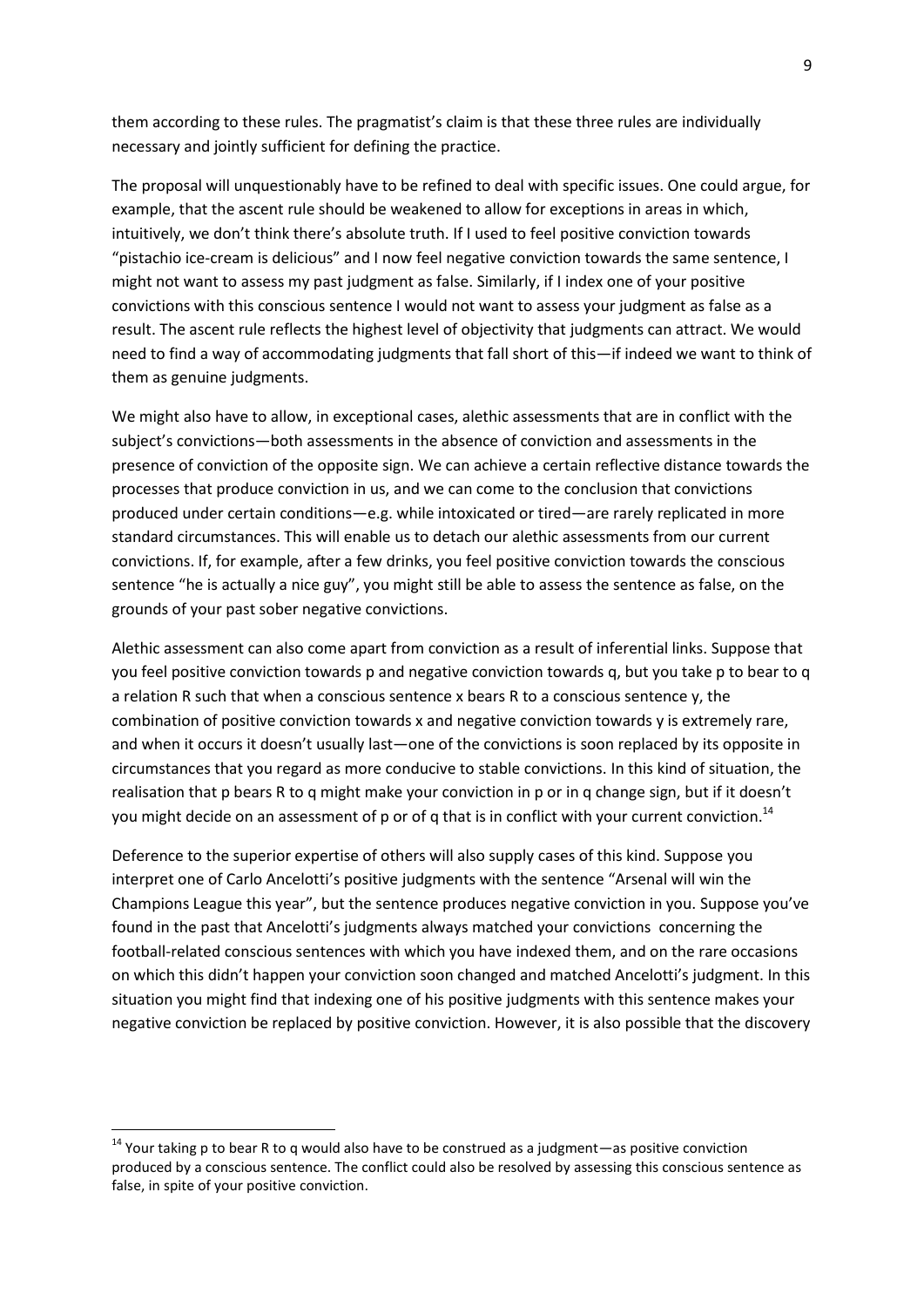them according to these rules. The pragmatist's claim is that these three rules are individually necessary and jointly sufficient for defining the practice.

The proposal will unquestionably have to be refined to deal with specific issues. One could argue, for example, that the ascent rule should be weakened to allow for exceptions in areas in which, intuitively, we don't think there's absolute truth. If I used to feel positive conviction towards "pistachio ice-cream is delicious" and I now feel negative conviction towards the same sentence, I might not want to assess my past judgment as false. Similarly, if I index one of your positive convictions with this conscious sentence I would not want to assess your judgment as false as a result. The ascent rule reflects the highest level of objectivity that judgments can attract. We would need to find a way of accommodating judgments that fall short of this—if indeed we want to think of them as genuine judgments.

We might also have to allow, in exceptional cases, alethic assessments that are in conflict with the subject's convictions—both assessments in the absence of conviction and assessments in the presence of conviction of the opposite sign. We can achieve a certain reflective distance towards the processes that produce conviction in us, and we can come to the conclusion that convictions produced under certain conditions—e.g. while intoxicated or tired—are rarely replicated in more standard circumstances. This will enable us to detach our alethic assessments from our current convictions. If, for example, after a few drinks, you feel positive conviction towards the conscious sentence "he is actually a nice guy", you might still be able to assess the sentence as false, on the grounds of your past sober negative convictions.

Alethic assessment can also come apart from conviction as a result of inferential links. Suppose that you feel positive conviction towards p and negative conviction towards q, but you take p to bear to q a relation R such that when a conscious sentence x bears R to a conscious sentence y, the combination of positive conviction towards x and negative conviction towards y is extremely rare, and when it occurs it doesn't usually last—one of the convictions is soon replaced by its opposite in circumstances that you regard as more conducive to stable convictions. In this kind of situation, the realisation that p bears R to q might make your conviction in p or in q change sign, but if it doesn't you might decide on an assessment of p or of q that is in conflict with your current conviction.[14]

Deference to the superior expertise of others will also supply cases of this kind. Suppose you interpret one of Carlo Ancelotti's positive judgments with the sentence "Arsenal will win the Champions League this year", but the sentence produces negative conviction in you. Suppose you've found in the past that Ancelotti's judgments always matched your convictions concerning the football-related conscious sentences with which you have indexed them, and on the rare occasions on which this didn't happen your conviction soon changed and matched Ancelotti's judgment. In this situation you might find that indexing one of his positive judgments with this sentence makes your negative conviction be replaced by positive conviction. However, it is also possible that the discovery

[14] Your taking p to bear R to q would also have to be construed as a judgment—as positive conviction produced by a conscious sentence. The conflict could also be resolved by assessing this conscious sentence as false, in spite of your positive conviction.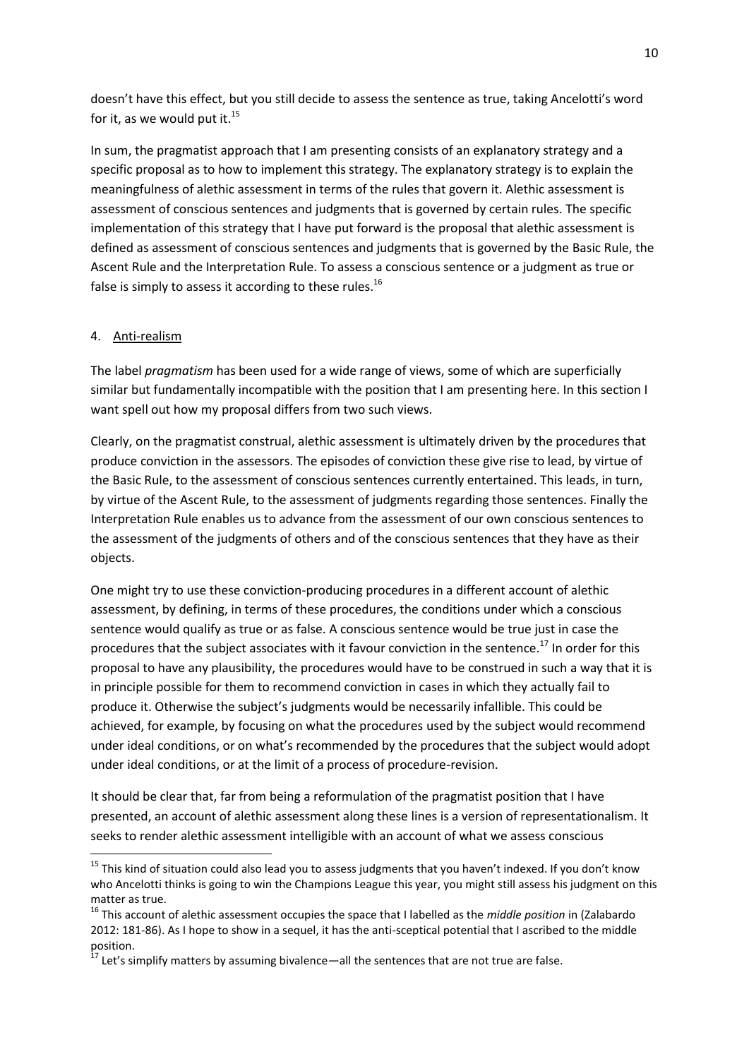doesn't have this effect, but you still decide to assess the sentence as true, taking Ancelotti's word for it, as we would put it.[15]

In sum, the pragmatist approach that I am presenting consists of an explanatory strategy and a specific proposal as to how to implement this strategy. The explanatory strategy is to explain the meaningfulness of alethic assessment in terms of the rules that govern it. Alethic assessment is assessment of conscious sentences and judgments that is governed by certain rules. The specific implementation of this strategy that I have put forward is the proposal that alethic assessment is defined as assessment of conscious sentences and judgments that is governed by the Basic Rule, the Ascent Rule and the Interpretation Rule. To assess a conscious sentence or a judgment as true or false is simply to assess it according to these rules.[16]

## 4. Anti-realism

The label *pragmatism* has been used for a wide range of views, some of which are superficially similar but fundamentally incompatible with the position that I am presenting here. In this section I want spell out how my proposal differs from two such views.

Clearly, on the pragmatist construal, alethic assessment is ultimately driven by the procedures that produce conviction in the assessors. The episodes of conviction these give rise to lead, by virtue of the Basic Rule, to the assessment of conscious sentences currently entertained. This leads, in turn, by virtue of the Ascent Rule, to the assessment of judgments regarding those sentences. Finally the Interpretation Rule enables us to advance from the assessment of our own conscious sentences to the assessment of the judgments of others and of the conscious sentences that they have as their objects.

One might try to use these conviction-producing procedures in a different account of alethic assessment, by defining, in terms of these procedures, the conditions under which a conscious sentence would qualify as true or as false. A conscious sentence would be true just in case the procedures that the subject associates with it favour conviction in the sentence.[17] In order for this proposal to have any plausibility, the procedures would have to be construed in such a way that it is in principle possible for them to recommend conviction in cases in which they actually fail to produce it. Otherwise the subject's judgments would be necessarily infallible. This could be achieved, for example, by focusing on what the procedures used by the subject would recommend under ideal conditions, or on what's recommended by the procedures that the subject would adopt under ideal conditions, or at the limit of a process of procedure-revision.

It should be clear that, far from being a reformulation of the pragmatist position that I have presented, an account of alethic assessment along these lines is a version of representationalism. It seeks to render alethic assessment intelligible with an account of what we assess conscious

---

[15] This kind of situation could also lead you to assess judgments that you haven't indexed. If you don't know who Ancelotti thinks is going to win the Champions League this year, you might still assess his judgment on this matter as true.

[16] This account of alethic assessment occupies the space that I labelled as the *middle position* in (Zalabardo 2012: 181-86). As I hope to show in a sequel, it has the anti-sceptical potential that I ascribed to the middle position.

[17] Let's simplify matters by assuming bivalence—all the sentences that are not true are false.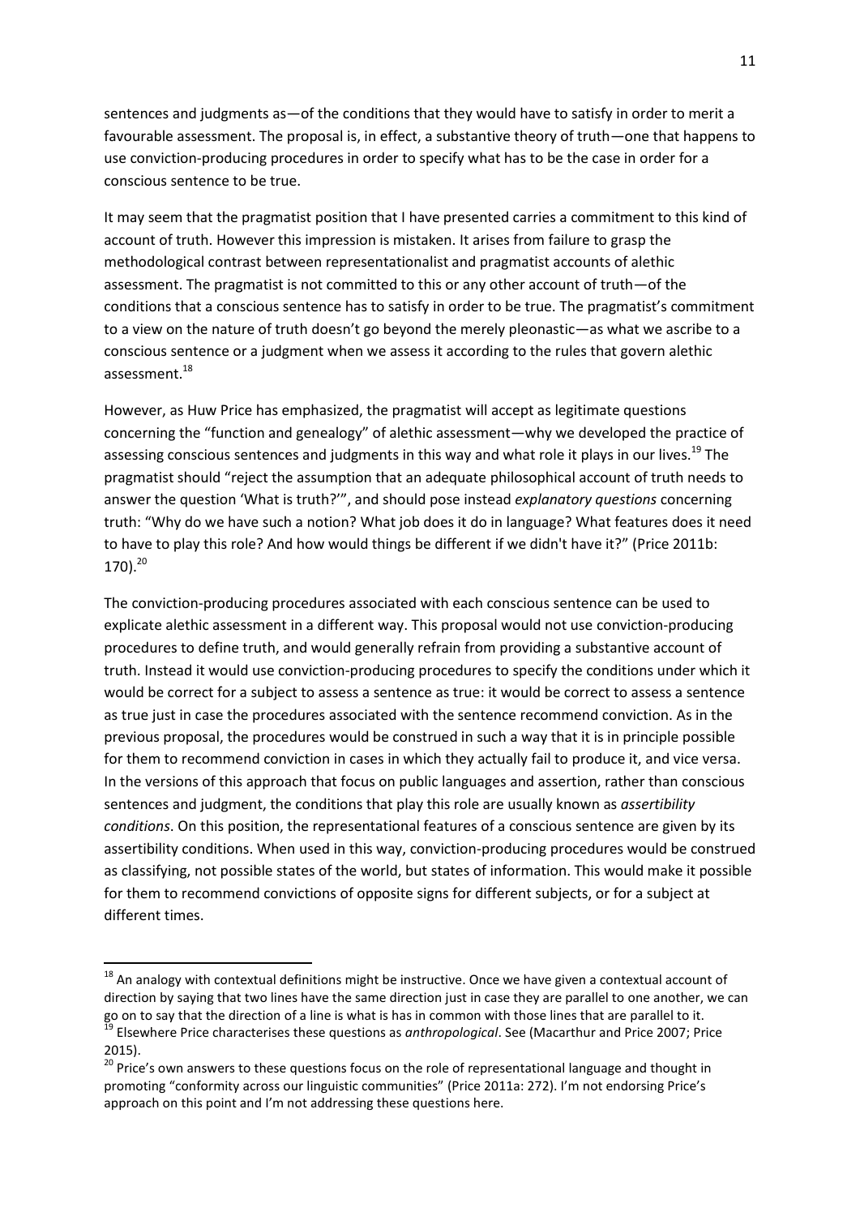sentences and judgments as—of the conditions that they would have to satisfy in order to merit a favourable assessment. The proposal is, in effect, a substantive theory of truth—one that happens to use conviction-producing procedures in order to specify what has to be the case in order for a conscious sentence to be true.

It may seem that the pragmatist position that I have presented carries a commitment to this kind of account of truth. However this impression is mistaken. It arises from failure to grasp the methodological contrast between representationalist and pragmatist accounts of alethic assessment. The pragmatist is not committed to this or any other account of truth—of the conditions that a conscious sentence has to satisfy in order to be true. The pragmatist's commitment to a view on the nature of truth doesn't go beyond the merely pleonastic—as what we ascribe to a conscious sentence or a judgment when we assess it according to the rules that govern alethic assessment.[18]

However, as Huw Price has emphasized, the pragmatist will accept as legitimate questions concerning the "function and genealogy" of alethic assessment—why we developed the practice of assessing conscious sentences and judgments in this way and what role it plays in our lives.[19] The pragmatist should "reject the assumption that an adequate philosophical account of truth needs to answer the question 'What is truth?'", and should pose instead *explanatory questions* concerning truth: "Why do we have such a notion? What job does it do in language? What features does it need to have to play this role? And how would things be different if we didn't have it?" (Price 2011b: 170).[20]

The conviction-producing procedures associated with each conscious sentence can be used to explicate alethic assessment in a different way. This proposal would not use conviction-producing procedures to define truth, and would generally refrain from providing a substantive account of truth. Instead it would use conviction-producing procedures to specify the conditions under which it would be correct for a subject to assess a sentence as true: it would be correct to assess a sentence as true just in case the procedures associated with the sentence recommend conviction. As in the previous proposal, the procedures would be construed in such a way that it is in principle possible for them to recommend conviction in cases in which they actually fail to produce it, and vice versa. In the versions of this approach that focus on public languages and assertion, rather than conscious sentences and judgment, the conditions that play this role are usually known as *assertibility conditions*. On this position, the representational features of a conscious sentence are given by its assertibility conditions. When used in this way, conviction-producing procedures would be construed as classifying, not possible states of the world, but states of information. This would make it possible for them to recommend convictions of opposite signs for different subjects, or for a subject at different times.

---

[18] An analogy with contextual definitions might be instructive. Once we have given a contextual account of direction by saying that two lines have the same direction just in case they are parallel to one another, we can go on to say that the direction of a line is what is has in common with those lines that are parallel to it.

[19] Elsewhere Price characterises these questions as *anthropological*. See (Macarthur and Price 2007; Price 2015).

[20] Price's own answers to these questions focus on the role of representational language and thought in promoting "conformity across our linguistic communities" (Price 2011a: 272). I'm not endorsing Price's approach on this point and I'm not addressing these questions here.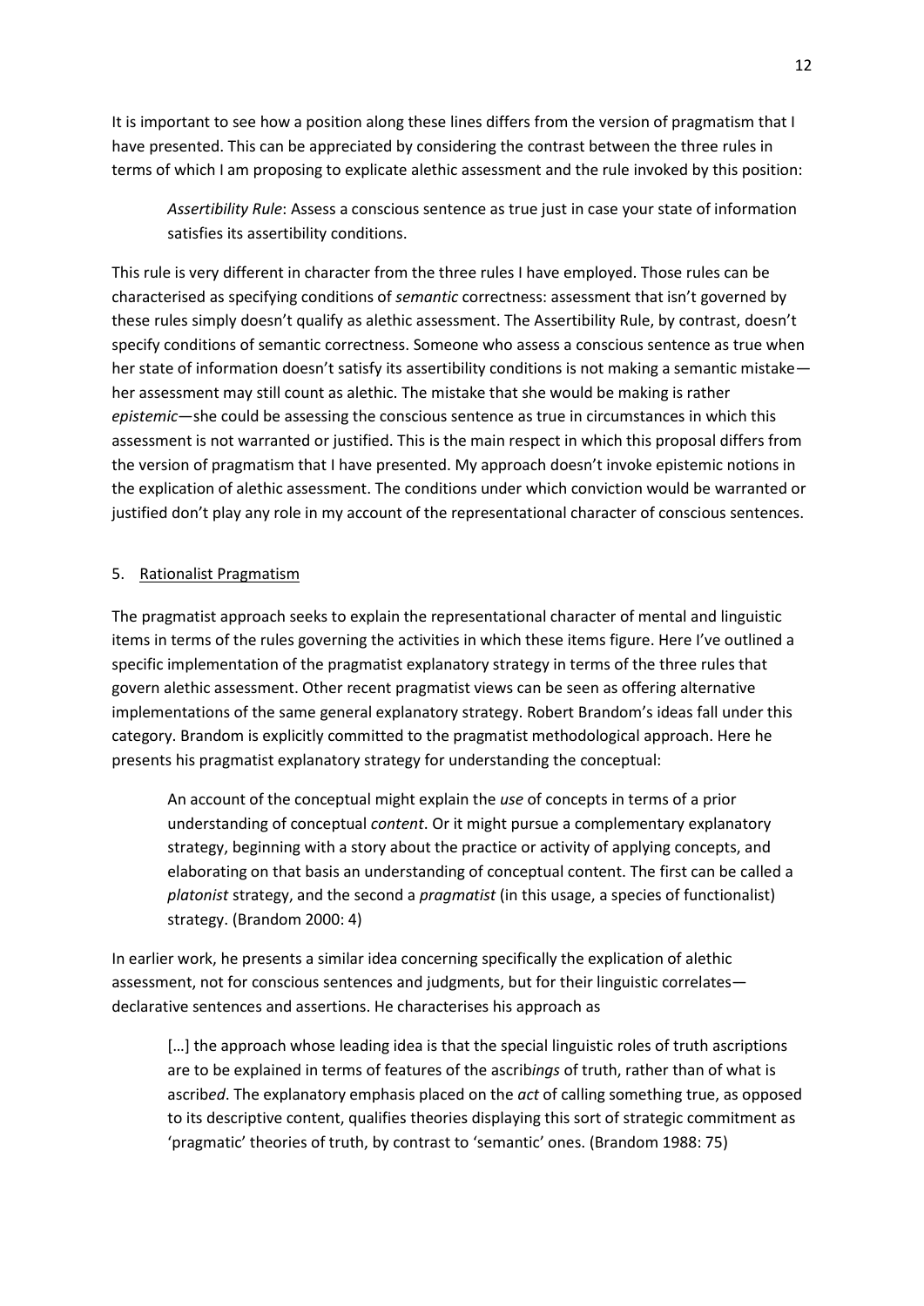It is important to see how a position along these lines differs from the version of pragmatism that I have presented. This can be appreciated by considering the contrast between the three rules in terms of which I am proposing to explicate alethic assessment and the rule invoked by this position:

> *Assertibility Rule*: Assess a conscious sentence as true just in case your state of information satisfies its assertibility conditions.

This rule is very different in character from the three rules I have employed. Those rules can be characterised as specifying conditions of *semantic* correctness: assessment that isn't governed by these rules simply doesn't qualify as alethic assessment. The Assertibility Rule, by contrast, doesn't specify conditions of semantic correctness. Someone who assess a conscious sentence as true when her state of information doesn't satisfy its assertibility conditions is not making a semantic mistake—her assessment may still count as alethic. The mistake that she would be making is rather *epistemic*—she could be assessing the conscious sentence as true in circumstances in which this assessment is not warranted or justified. This is the main respect in which this proposal differs from the version of pragmatism that I have presented. My approach doesn't invoke epistemic notions in the explication of alethic assessment. The conditions under which conviction would be warranted or justified don't play any role in my account of the representational character of conscious sentences.

## 5. Rationalist Pragmatism

The pragmatist approach seeks to explain the representational character of mental and linguistic items in terms of the rules governing the activities in which these items figure. Here I've outlined a specific implementation of the pragmatist explanatory strategy in terms of the three rules that govern alethic assessment. Other recent pragmatist views can be seen as offering alternative implementations of the same general explanatory strategy. Robert Brandom's ideas fall under this category. Brandom is explicitly committed to the pragmatist methodological approach. Here he presents his pragmatist explanatory strategy for understanding the conceptual:

> An account of the conceptual might explain the *use* of concepts in terms of a prior understanding of conceptual *content*. Or it might pursue a complementary explanatory strategy, beginning with a story about the practice or activity of applying concepts, and elaborating on that basis an understanding of conceptual content. The first can be called a *platonist* strategy, and the second a *pragmatist* (in this usage, a species of functionalist) strategy. (Brandom 2000: 4)

In earlier work, he presents a similar idea concerning specifically the explication of alethic assessment, not for conscious sentences and judgments, but for their linguistic correlates—declarative sentences and assertions. He characterises his approach as

> […] the approach whose leading idea is that the special linguistic roles of truth ascriptions are to be explained in terms of features of the ascrib*ings* of truth, rather than of what is ascrib*ed*. The explanatory emphasis placed on the *act* of calling something true, as opposed to its descriptive content, qualifies theories displaying this sort of strategic commitment as 'pragmatic' theories of truth, by contrast to 'semantic' ones. (Brandom 1988: 75)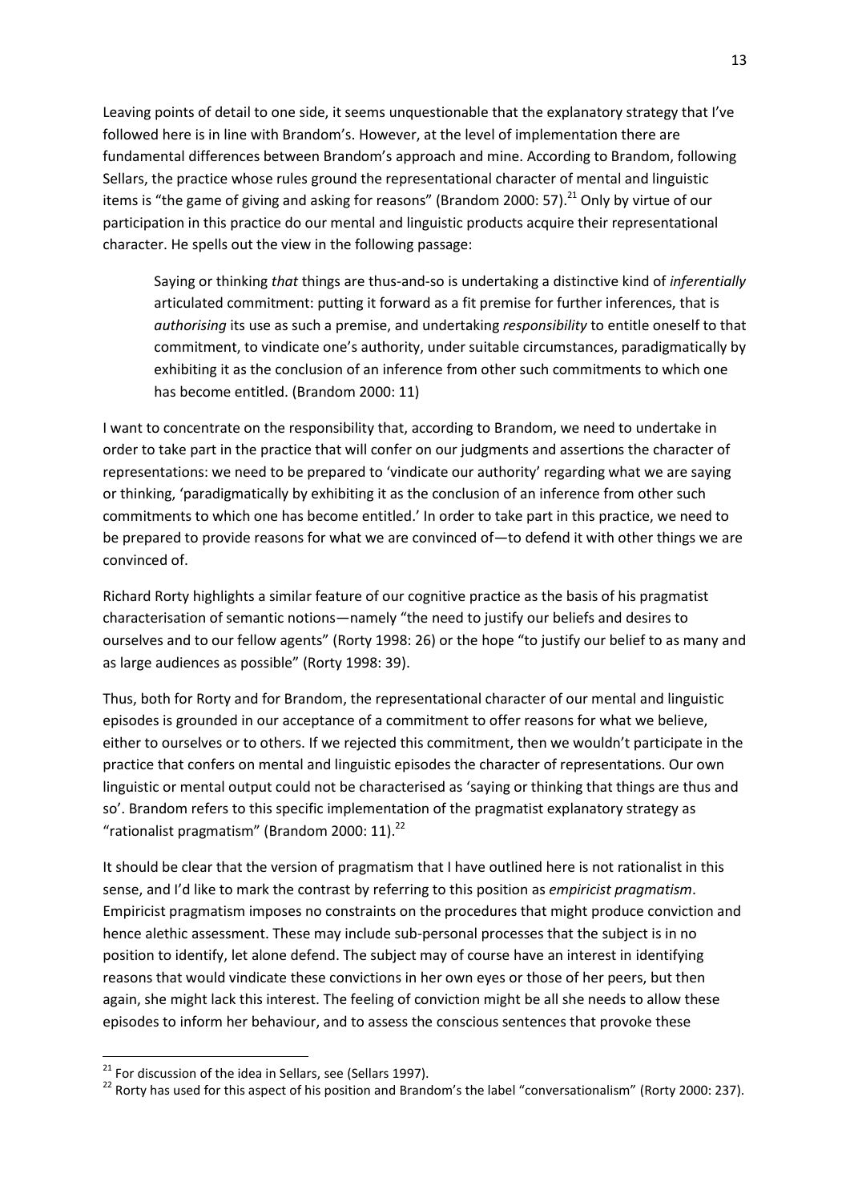Leaving points of detail to one side, it seems unquestionable that the explanatory strategy that I've followed here is in line with Brandom's. However, at the level of implementation there are fundamental differences between Brandom's approach and mine. According to Brandom, following Sellars, the practice whose rules ground the representational character of mental and linguistic items is "the game of giving and asking for reasons" (Brandom 2000: 57).[21] Only by virtue of our participation in this practice do our mental and linguistic products acquire their representational character. He spells out the view in the following passage:

> Saying or thinking *that* things are thus-and-so is undertaking a distinctive kind of *inferentially* articulated commitment: putting it forward as a fit premise for further inferences, that is *authorising* its use as such a premise, and undertaking *responsibility* to entitle oneself to that commitment, to vindicate one's authority, under suitable circumstances, paradigmatically by exhibiting it as the conclusion of an inference from other such commitments to which one has become entitled. (Brandom 2000: 11)

I want to concentrate on the responsibility that, according to Brandom, we need to undertake in order to take part in the practice that will confer on our judgments and assertions the character of representations: we need to be prepared to 'vindicate our authority' regarding what we are saying or thinking, 'paradigmatically by exhibiting it as the conclusion of an inference from other such commitments to which one has become entitled.' In order to take part in this practice, we need to be prepared to provide reasons for what we are convinced of—to defend it with other things we are convinced of.

Richard Rorty highlights a similar feature of our cognitive practice as the basis of his pragmatist characterisation of semantic notions—namely "the need to justify our beliefs and desires to ourselves and to our fellow agents" (Rorty 1998: 26) or the hope "to justify our belief to as many and as large audiences as possible" (Rorty 1998: 39).

Thus, both for Rorty and for Brandom, the representational character of our mental and linguistic episodes is grounded in our acceptance of a commitment to offer reasons for what we believe, either to ourselves or to others. If we rejected this commitment, then we wouldn't participate in the practice that confers on mental and linguistic episodes the character of representations. Our own linguistic or mental output could not be characterised as 'saying or thinking that things are thus and so'. Brandom refers to this specific implementation of the pragmatist explanatory strategy as "rationalist pragmatism" (Brandom 2000: 11).[22]

It should be clear that the version of pragmatism that I have outlined here is not rationalist in this sense, and I'd like to mark the contrast by referring to this position as *empiricist pragmatism*. Empiricist pragmatism imposes no constraints on the procedures that might produce conviction and hence alethic assessment. These may include sub-personal processes that the subject is in no position to identify, let alone defend. The subject may of course have an interest in identifying reasons that would vindicate these convictions in her own eyes or those of her peers, but then again, she might lack this interest. The feeling of conviction might be all she needs to allow these episodes to inform her behaviour, and to assess the conscious sentences that provoke these

[21] For discussion of the idea in Sellars, see (Sellars 1997).

[22] Rorty has used for this aspect of his position and Brandom's the label "conversationalism" (Rorty 2000: 237).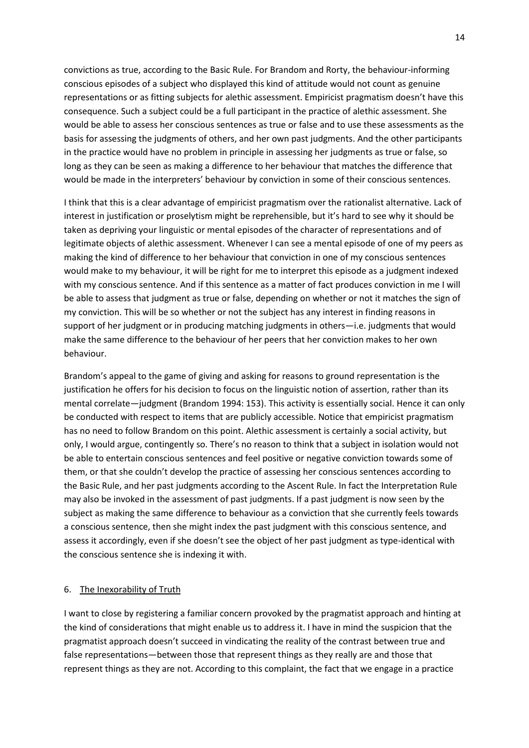convictions as true, according to the Basic Rule. For Brandom and Rorty, the behaviour-informing conscious episodes of a subject who displayed this kind of attitude would not count as genuine representations or as fitting subjects for alethic assessment. Empiricist pragmatism doesn't have this consequence. Such a subject could be a full participant in the practice of alethic assessment. She would be able to assess her conscious sentences as true or false and to use these assessments as the basis for assessing the judgments of others, and her own past judgments. And the other participants in the practice would have no problem in principle in assessing her judgments as true or false, so long as they can be seen as making a difference to her behaviour that matches the difference that would be made in the interpreters' behaviour by conviction in some of their conscious sentences.

I think that this is a clear advantage of empiricist pragmatism over the rationalist alternative. Lack of interest in justification or proselytism might be reprehensible, but it's hard to see why it should be taken as depriving your linguistic or mental episodes of the character of representations and of legitimate objects of alethic assessment. Whenever I can see a mental episode of one of my peers as making the kind of difference to her behaviour that conviction in one of my conscious sentences would make to my behaviour, it will be right for me to interpret this episode as a judgment indexed with my conscious sentence. And if this sentence as a matter of fact produces conviction in me I will be able to assess that judgment as true or false, depending on whether or not it matches the sign of my conviction. This will be so whether or not the subject has any interest in finding reasons in support of her judgment or in producing matching judgments in others—i.e. judgments that would make the same difference to the behaviour of her peers that her conviction makes to her own behaviour.

Brandom's appeal to the game of giving and asking for reasons to ground representation is the justification he offers for his decision to focus on the linguistic notion of assertion, rather than its mental correlate—judgment (Brandom 1994: 153). This activity is essentially social. Hence it can only be conducted with respect to items that are publicly accessible. Notice that empiricist pragmatism has no need to follow Brandom on this point. Alethic assessment is certainly a social activity, but only, I would argue, contingently so. There's no reason to think that a subject in isolation would not be able to entertain conscious sentences and feel positive or negative conviction towards some of them, or that she couldn't develop the practice of assessing her conscious sentences according to the Basic Rule, and her past judgments according to the Ascent Rule. In fact the Interpretation Rule may also be invoked in the assessment of past judgments. If a past judgment is now seen by the subject as making the same difference to behaviour as a conviction that she currently feels towards a conscious sentence, then she might index the past judgment with this conscious sentence, and assess it accordingly, even if she doesn't see the object of her past judgment as type-identical with the conscious sentence she is indexing it with.

## 6. The Inexorability of Truth

I want to close by registering a familiar concern provoked by the pragmatist approach and hinting at the kind of considerations that might enable us to address it. I have in mind the suspicion that the pragmatist approach doesn't succeed in vindicating the reality of the contrast between true and false representations—between those that represent things as they really are and those that represent things as they are not. According to this complaint, the fact that we engage in a practice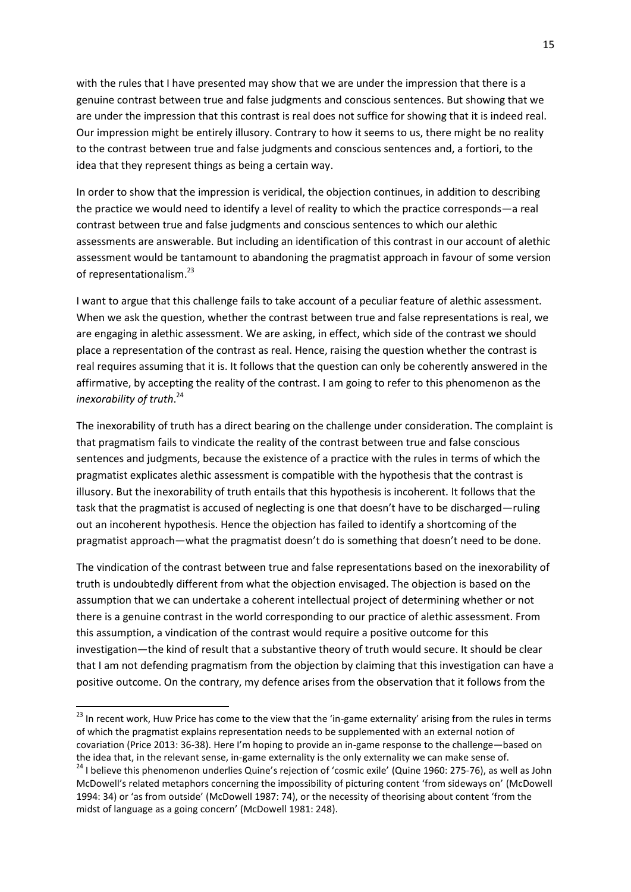with the rules that I have presented may show that we are under the impression that there is a genuine contrast between true and false judgments and conscious sentences. But showing that we are under the impression that this contrast is real does not suffice for showing that it is indeed real. Our impression might be entirely illusory. Contrary to how it seems to us, there might be no reality to the contrast between true and false judgments and conscious sentences and, a fortiori, to the idea that they represent things as being a certain way.

In order to show that the impression is veridical, the objection continues, in addition to describing the practice we would need to identify a level of reality to which the practice corresponds—a real contrast between true and false judgments and conscious sentences to which our alethic assessments are answerable. But including an identification of this contrast in our account of alethic assessment would be tantamount to abandoning the pragmatist approach in favour of some version of representationalism.[23]

I want to argue that this challenge fails to take account of a peculiar feature of alethic assessment. When we ask the question, whether the contrast between true and false representations is real, we are engaging in alethic assessment. We are asking, in effect, which side of the contrast we should place a representation of the contrast as real. Hence, raising the question whether the contrast is real requires assuming that it is. It follows that the question can only be coherently answered in the affirmative, by accepting the reality of the contrast. I am going to refer to this phenomenon as the *inexorability of truth*.[24]

The inexorability of truth has a direct bearing on the challenge under consideration. The complaint is that pragmatism fails to vindicate the reality of the contrast between true and false conscious sentences and judgments, because the existence of a practice with the rules in terms of which the pragmatist explicates alethic assessment is compatible with the hypothesis that the contrast is illusory. But the inexorability of truth entails that this hypothesis is incoherent. It follows that the task that the pragmatist is accused of neglecting is one that doesn't have to be discharged—ruling out an incoherent hypothesis. Hence the objection has failed to identify a shortcoming of the pragmatist approach—what the pragmatist doesn't do is something that doesn't need to be done.

The vindication of the contrast between true and false representations based on the inexorability of truth is undoubtedly different from what the objection envisaged. The objection is based on the assumption that we can undertake a coherent intellectual project of determining whether or not there is a genuine contrast in the world corresponding to our practice of alethic assessment. From this assumption, a vindication of the contrast would require a positive outcome for this investigation—the kind of result that a substantive theory of truth would secure. It should be clear that I am not defending pragmatism from the objection by claiming that this investigation can have a positive outcome. On the contrary, my defence arises from the observation that it follows from the

---

[23] In recent work, Huw Price has come to the view that the 'in-game externality' arising from the rules in terms of which the pragmatist explains representation needs to be supplemented with an external notion of covariation (Price 2013: 36-38). Here I'm hoping to provide an in-game response to the challenge—based on the idea that, in the relevant sense, in-game externality is the only externality we can make sense of.

[24] I believe this phenomenon underlies Quine's rejection of 'cosmic exile' (Quine 1960: 275-76), as well as John McDowell's related metaphors concerning the impossibility of picturing content 'from sideways on' (McDowell 1994: 34) or 'as from outside' (McDowell 1987: 74), or the necessity of theorising about content 'from the midst of language as a going concern' (McDowell 1981: 248).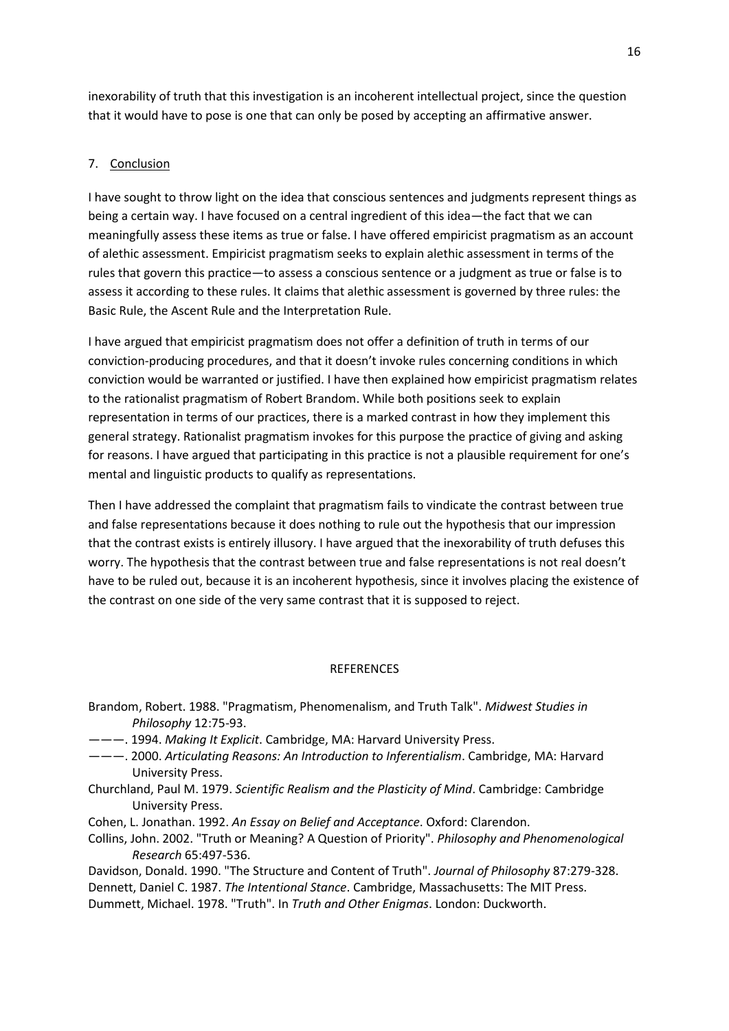inexorability of truth that this investigation is an incoherent intellectual project, since the question that it would have to pose is one that can only be posed by accepting an affirmative answer.

## 7. Conclusion

I have sought to throw light on the idea that conscious sentences and judgments represent things as being a certain way. I have focused on a central ingredient of this idea—the fact that we can meaningfully assess these items as true or false. I have offered empiricist pragmatism as an account of alethic assessment. Empiricist pragmatism seeks to explain alethic assessment in terms of the rules that govern this practice—to assess a conscious sentence or a judgment as true or false is to assess it according to these rules. It claims that alethic assessment is governed by three rules: the Basic Rule, the Ascent Rule and the Interpretation Rule.

I have argued that empiricist pragmatism does not offer a definition of truth in terms of our conviction-producing procedures, and that it doesn't invoke rules concerning conditions in which conviction would be warranted or justified. I have then explained how empiricist pragmatism relates to the rationalist pragmatism of Robert Brandom. While both positions seek to explain representation in terms of our practices, there is a marked contrast in how they implement this general strategy. Rationalist pragmatism invokes for this purpose the practice of giving and asking for reasons. I have argued that participating in this practice is not a plausible requirement for one's mental and linguistic products to qualify as representations.

Then I have addressed the complaint that pragmatism fails to vindicate the contrast between true and false representations because it does nothing to rule out the hypothesis that our impression that the contrast exists is entirely illusory. I have argued that the inexorability of truth defuses this worry. The hypothesis that the contrast between true and false representations is not real doesn't have to be ruled out, because it is an incoherent hypothesis, since it involves placing the existence of the contrast on one side of the very same contrast that it is supposed to reject.

## REFERENCES

Brandom, Robert. 1988. "Pragmatism, Phenomenalism, and Truth Talk". *Midwest Studies in Philosophy* 12:75-93.

———. 1994. *Making It Explicit*. Cambridge, MA: Harvard University Press.

———. 2000. *Articulating Reasons: An Introduction to Inferentialism*. Cambridge, MA: Harvard University Press.

Churchland, Paul M. 1979. *Scientific Realism and the Plasticity of Mind*. Cambridge: Cambridge University Press.

Cohen, L. Jonathan. 1992. *An Essay on Belief and Acceptance*. Oxford: Clarendon.

Collins, John. 2002. "Truth or Meaning? A Question of Priority". *Philosophy and Phenomenological Research* 65:497-536.

Davidson, Donald. 1990. "The Structure and Content of Truth". *Journal of Philosophy* 87:279-328.

Dennett, Daniel C. 1987. *The Intentional Stance*. Cambridge, Massachusetts: The MIT Press.

Dummett, Michael. 1978. "Truth". In *Truth and Other Enigmas*. London: Duckworth.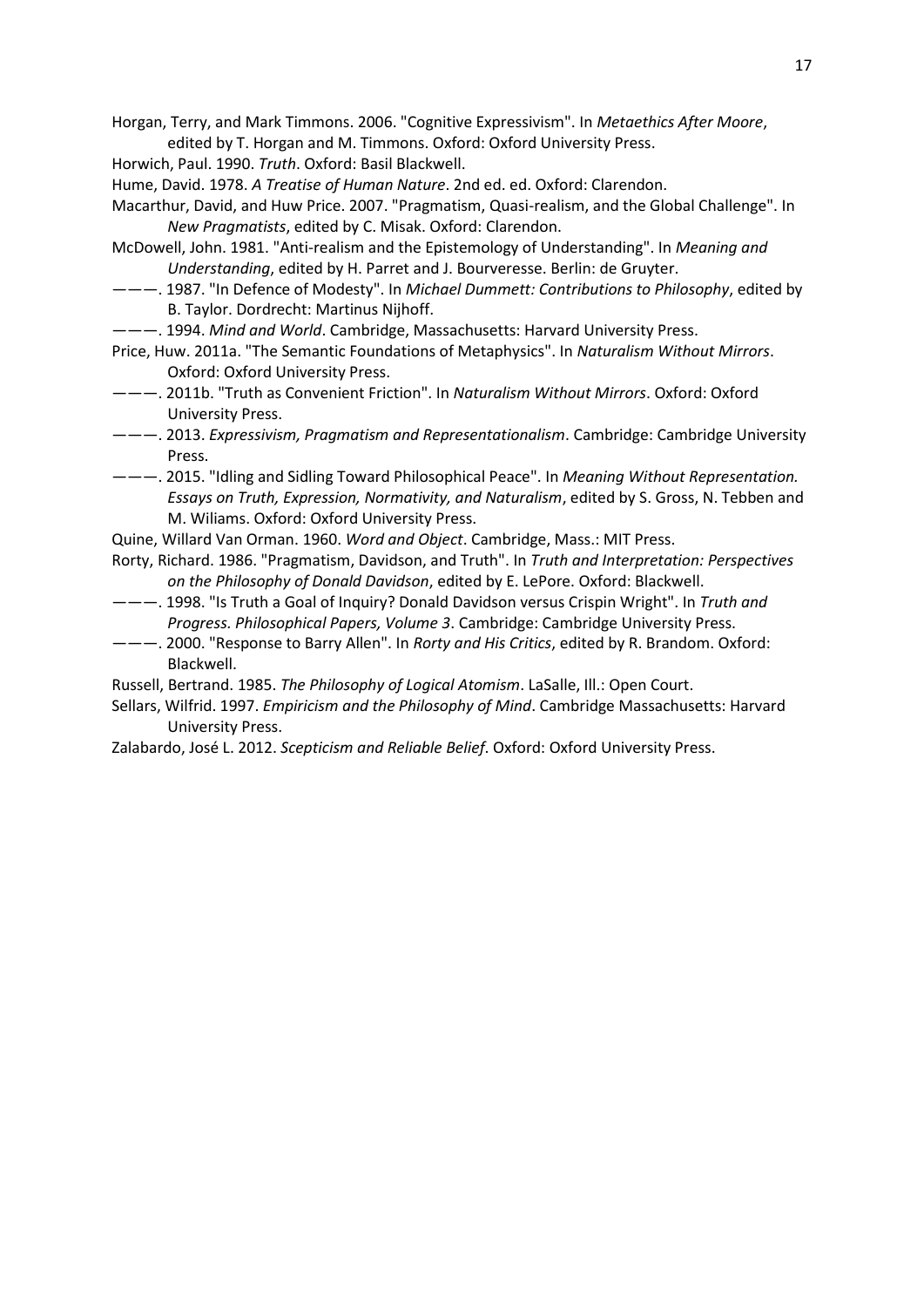Horgan, Terry, and Mark Timmons. 2006. "Cognitive Expressivism". In *Metaethics After Moore*, edited by T. Horgan and M. Timmons. Oxford: Oxford University Press.

Horwich, Paul. 1990. *Truth*. Oxford: Basil Blackwell.

Hume, David. 1978. *A Treatise of Human Nature*. 2nd ed. ed. Oxford: Clarendon.

Macarthur, David, and Huw Price. 2007. "Pragmatism, Quasi-realism, and the Global Challenge". In *New Pragmatists*, edited by C. Misak. Oxford: Clarendon.

McDowell, John. 1981. "Anti-realism and the Epistemology of Understanding". In *Meaning and Understanding*, edited by H. Parret and J. Bourveresse. Berlin: de Gruyter.

———. 1987. "In Defence of Modesty". In *Michael Dummett: Contributions to Philosophy*, edited by B. Taylor. Dordrecht: Martinus Nijhoff.

———. 1994. *Mind and World*. Cambridge, Massachusetts: Harvard University Press.

Price, Huw. 2011a. "The Semantic Foundations of Metaphysics". In *Naturalism Without Mirrors*. Oxford: Oxford University Press.

———. 2011b. "Truth as Convenient Friction". In *Naturalism Without Mirrors*. Oxford: Oxford University Press.

———. 2013. *Expressivism, Pragmatism and Representationalism*. Cambridge: Cambridge University Press.

———. 2015. "Idling and Sidling Toward Philosophical Peace". In *Meaning Without Representation. Essays on Truth, Expression, Normativity, and Naturalism*, edited by S. Gross, N. Tebben and M. Wiliams. Oxford: Oxford University Press.

Quine, Willard Van Orman. 1960. *Word and Object*. Cambridge, Mass.: MIT Press.

Rorty, Richard. 1986. "Pragmatism, Davidson, and Truth". In *Truth and Interpretation: Perspectives on the Philosophy of Donald Davidson*, edited by E. LePore. Oxford: Blackwell.

———. 1998. "Is Truth a Goal of Inquiry? Donald Davidson versus Crispin Wright". In *Truth and Progress. Philosophical Papers, Volume 3*. Cambridge: Cambridge University Press.

———. 2000. "Response to Barry Allen". In *Rorty and His Critics*, edited by R. Brandom. Oxford: Blackwell.

Russell, Bertrand. 1985. *The Philosophy of Logical Atomism*. LaSalle, Ill.: Open Court.

Sellars, Wilfrid. 1997. *Empiricism and the Philosophy of Mind*. Cambridge Massachusetts: Harvard University Press.

Zalabardo, José L. 2012. *Scepticism and Reliable Belief*. Oxford: Oxford University Press.